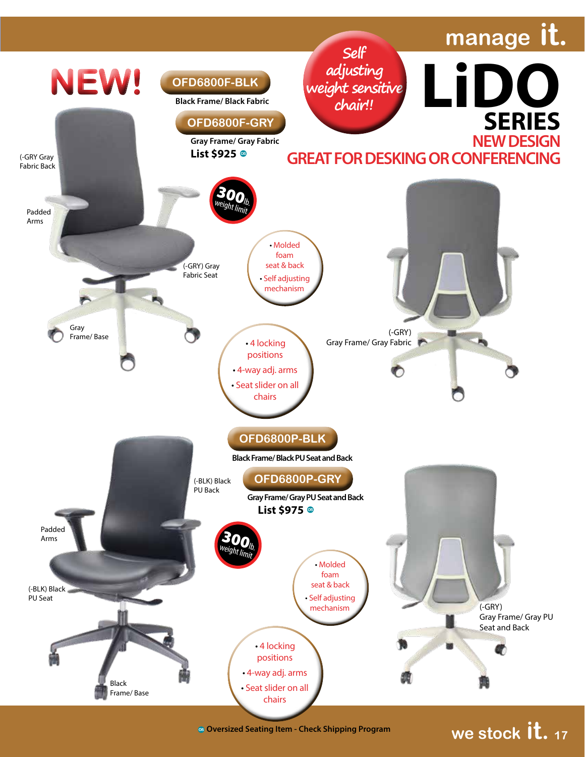manage it.

# LiDO SERIES

## NEW DESIGN

## GREAT FOR DESKING OR CONFERENCING

NEW!

Self adjusting weight sensitive chair!!

**OFD6800F-BLK**

Black Frame/ Black Fabric

**OFD6800F-GRY**

Gray Frame/ Gray Fabric

**List $925**

300 lb. weight limit

(-GRY Gray Fabric Back

Padded Arms

(-GRY) Gray Fabric Seat

Gray Frame/ Base

- Molded foam seat & back
- Self adjusting mechanism

- 4 locking positions
- 4-way adj. arms
- Seat slider on all chairs

(-GRY) Gray Frame/ Gray Fabric

**OFD6800P-BLK**

Black Frame/ Black PU Seat and Back

**OFD6800P-GRY**

Gray Frame/ Gray PU Seat and Back

**List $975**

300 lb. weight limit

(-BLK) Black PU Back

Padded Arms

(-BLK) Black PU Seat

Black Frame/ Base

- Molded foam seat & back
- Self adjusting mechanism

- 4 locking positions
- 4-way adj. arms
- Seat slider on all chairs

(-GRY) Gray Frame/ Gray PU Seat and Back

OS Oversized Seating Item - Check Shipping Program

we stock it.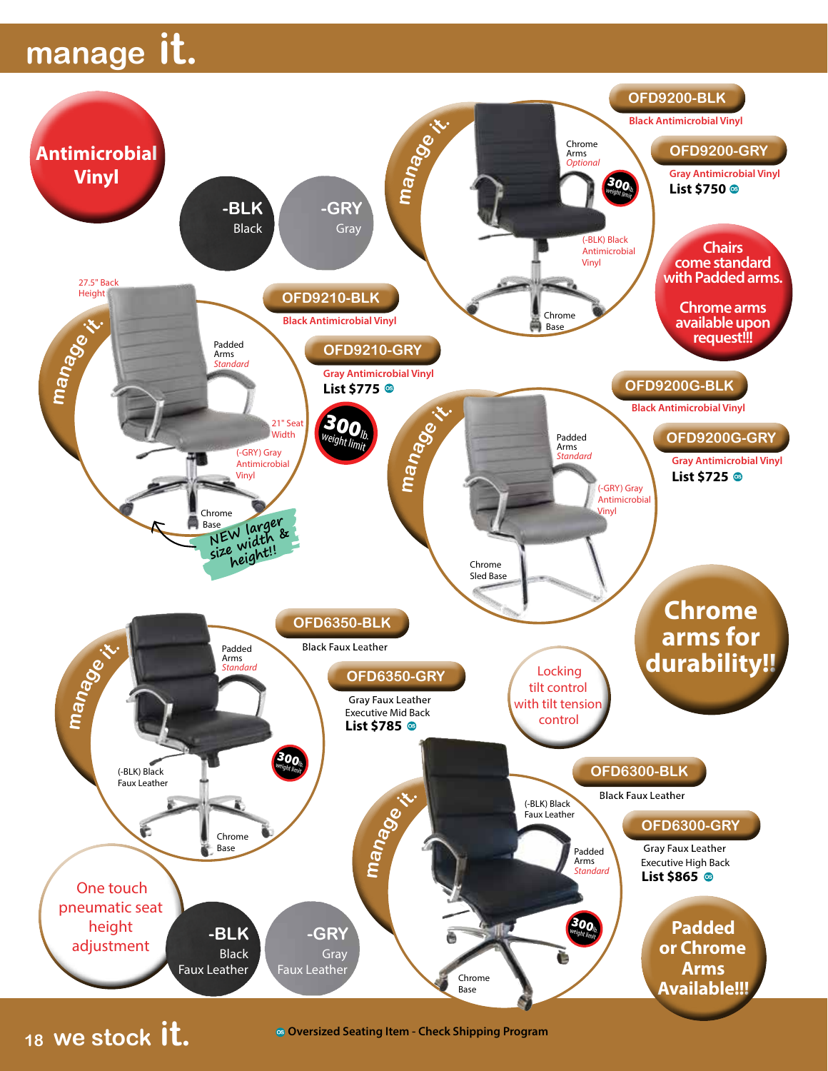# manage it.

**Antimicrobial Vinyl**

**-BLK** Black

**-GRY** Gray

## OFD9200-BLK
Black Antimicrobial Vinyl

## OFD9200-GRY
Gray Antimicrobial Vinyl

**List $750** OS

Chrome Arms *Optional*

300 lb. weight limit

(-BLK) Black Antimicrobial Vinyl

Chrome Base

**Chairs come standard with Padded arms.**

**Chrome arms available upon request!!!**

## OFD9210-BLK
Black Antimicrobial Vinyl

## OFD9210-GRY
Gray Antimicrobial Vinyl

**List $775** OS

300 lb. weight limit

27.5" Back Height

Padded Arms *Standard*

21" Seat Width

(-GRY) Gray Antimicrobial Vinyl

Chrome Base

NEW larger size width & height!!

## OFD9200G-BLK
Black Antimicrobial Vinyl

## OFD9200G-GRY
Gray Antimicrobial Vinyl

**List $725** OS

Padded Arms *Standard*

(-GRY) Gray Antimicrobial Vinyl

Chrome Sled Base

**Chrome arms for durability!!**

## OFD6350-BLK
Black Faux Leather

## OFD6350-GRY
Gray Faux Leather Executive Mid Back

**List $785** OS

Padded Arms *Standard*

(-BLK) Black Faux Leather

300 lb. weight limit

Chrome Base

Locking tilt control with tilt tension control

## OFD6300-BLK
Black Faux Leather

## OFD6300-GRY
Gray Faux Leather Executive High Back

**List $865** OS

(-BLK) Black Faux Leather

Padded Arms *Standard*

300 lb. weight limit

Chrome Base

One touch pneumatic seat height adjustment

**-BLK** Black Faux Leather

**-GRY** Gray Faux Leather

**Padded or Chrome Arms Available!!!**

we stock it.

OS **Oversized Seating Item - Check Shipping Program**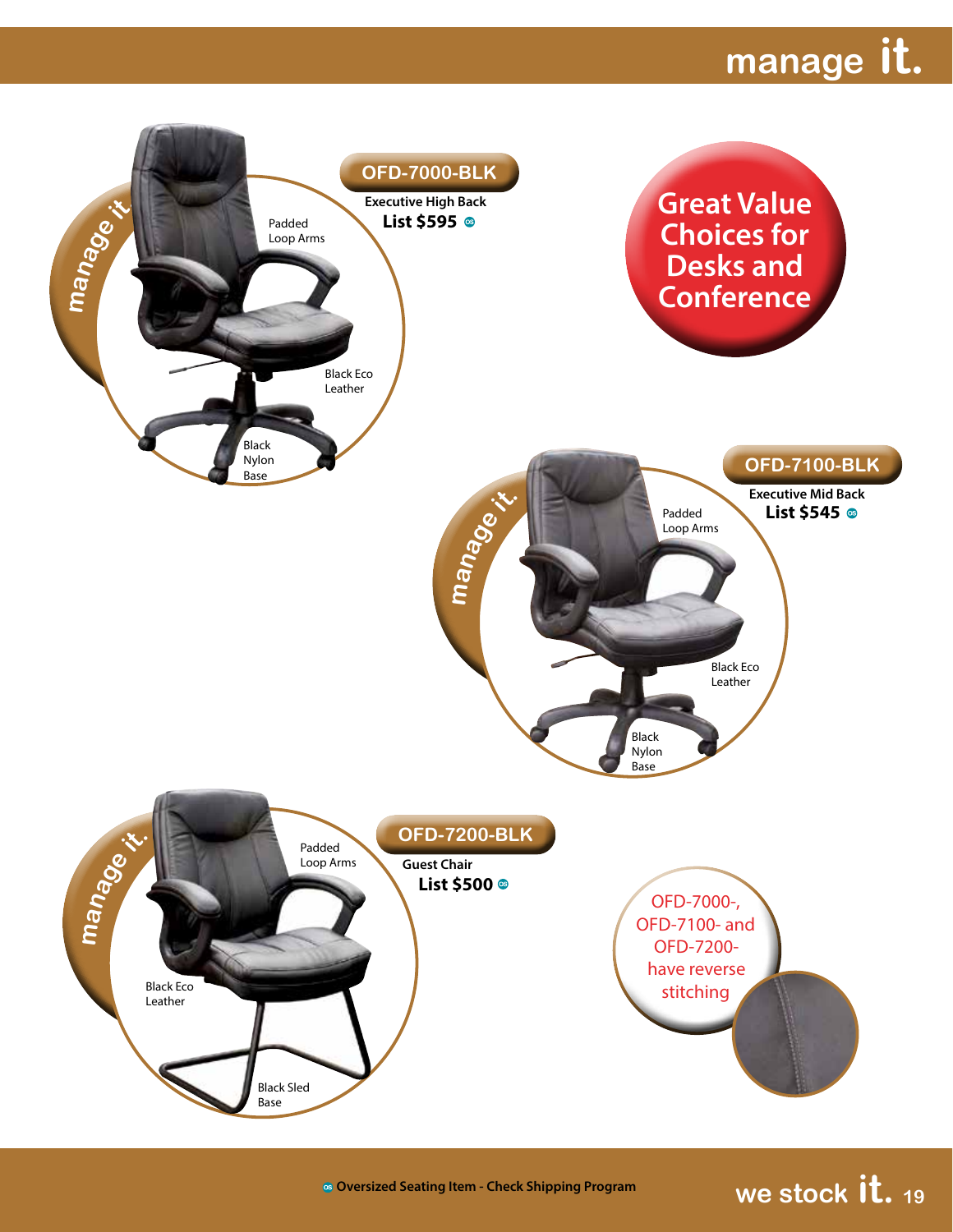# manage it.

## Great Value Choices for Desks and Conference

### OFD-7000-BLK

**Executive High Back**
**List $595** OS

- Padded Loop Arms
- Black Eco Leather
- Black Nylon Base

### OFD-7100-BLK

**Executive Mid Back**
**List $545** OS

- Padded Loop Arms
- Black Eco Leather
- Black Nylon Base

### OFD-7200-BLK

**Guest Chair**
**List $500** OS

- Padded Loop Arms
- Black Eco Leather
- Black Sled Base

OFD-7000-, OFD-7100- and OFD-7200- have reverse stitching

OS **Oversized Seating Item - Check Shipping Program**

we stock it.